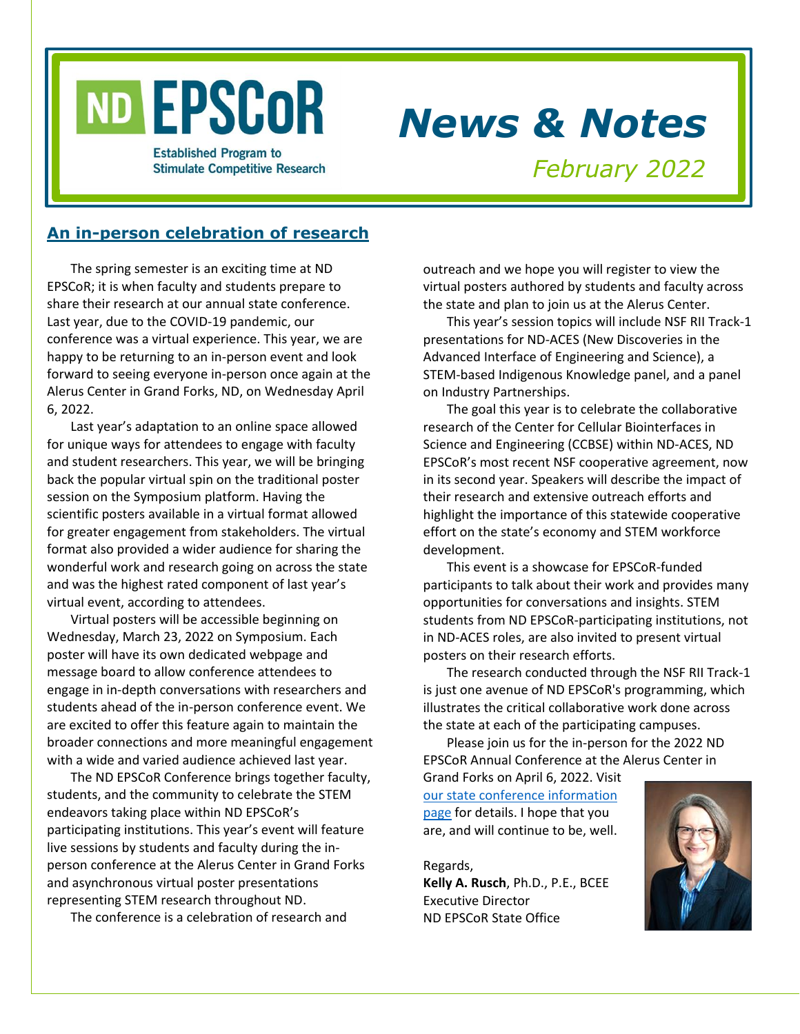# ND EPSCoR

Established Program to Stimulate Competitive Research

# *News & Notes*

*February 2022*

## An in-person celebration of research

The spring semester is an exciting time at ND EPSCoR; it is when faculty and students prepare to share their research at our annual state conference. Last year, due to the COVID-19 pandemic, our conference was a virtual experience. This year, we are happy to be returning to an in-person event and look forward to seeing everyone in-person once again at the Alerus Center in Grand Forks, ND, on Wednesday April 6, 2022.

Last year's adaptation to an online space allowed for unique ways for attendees to engage with faculty and student researchers. This year, we will be bringing back the popular virtual spin on the traditional poster session on the Symposium platform. Having the scientific posters available in a virtual format allowed for greater engagement from stakeholders. The virtual format also provided a wider audience for sharing the wonderful work and research going on across the state and was the highest rated component of last year's virtual event, according to attendees.

Virtual posters will be accessible beginning on Wednesday, March 23, 2022 on Symposium. Each poster will have its own dedicated webpage and message board to allow conference attendees to engage in in-depth conversations with researchers and students ahead of the in-person conference event. We are excited to offer this feature again to maintain the broader connections and more meaningful engagement with a wide and varied audience achieved last year.

The ND EPSCoR Conference brings together faculty, students, and the community to celebrate the STEM endeavors taking place within ND EPSCoR's participating institutions. This year's event will feature live sessions by students and faculty during the in-person conference at the Alerus Center in Grand Forks and asynchronous virtual poster presentations representing STEM research throughout ND.

The conference is a celebration of research and outreach and we hope you will register to view the virtual posters authored by students and faculty across the state and plan to join us at the Alerus Center.

This year's session topics will include NSF RII Track-1 presentations for ND-ACES (New Discoveries in the Advanced Interface of Engineering and Science), a STEM-based Indigenous Knowledge panel, and a panel on Industry Partnerships.

The goal this year is to celebrate the collaborative research of the Center for Cellular Biointerfaces in Science and Engineering (CCBSE) within ND-ACES, ND EPSCoR's most recent NSF cooperative agreement, now in its second year. Speakers will describe the impact of their research and extensive outreach efforts and highlight the importance of this statewide cooperative effort on the state's economy and STEM workforce development.

This event is a showcase for EPSCoR-funded participants to talk about their work and provides many opportunities for conversations and insights. STEM students from ND EPSCoR-participating institutions, not in ND-ACES roles, are also invited to present virtual posters on their research efforts.

The research conducted through the NSF RII Track-1 is just one avenue of ND EPSCoR's programming, which illustrates the critical collaborative work done across the state at each of the participating campuses.

Please join us for the in-person for the 2022 ND EPSCoR Annual Conference at the Alerus Center in Grand Forks on April 6, 2022. Visit our state conference information page for details. I hope that you are, and will continue to be, well.

Regards,
**Kelly A. Rusch**, Ph.D., P.E., BCEE
Executive Director
ND EPSCoR State Office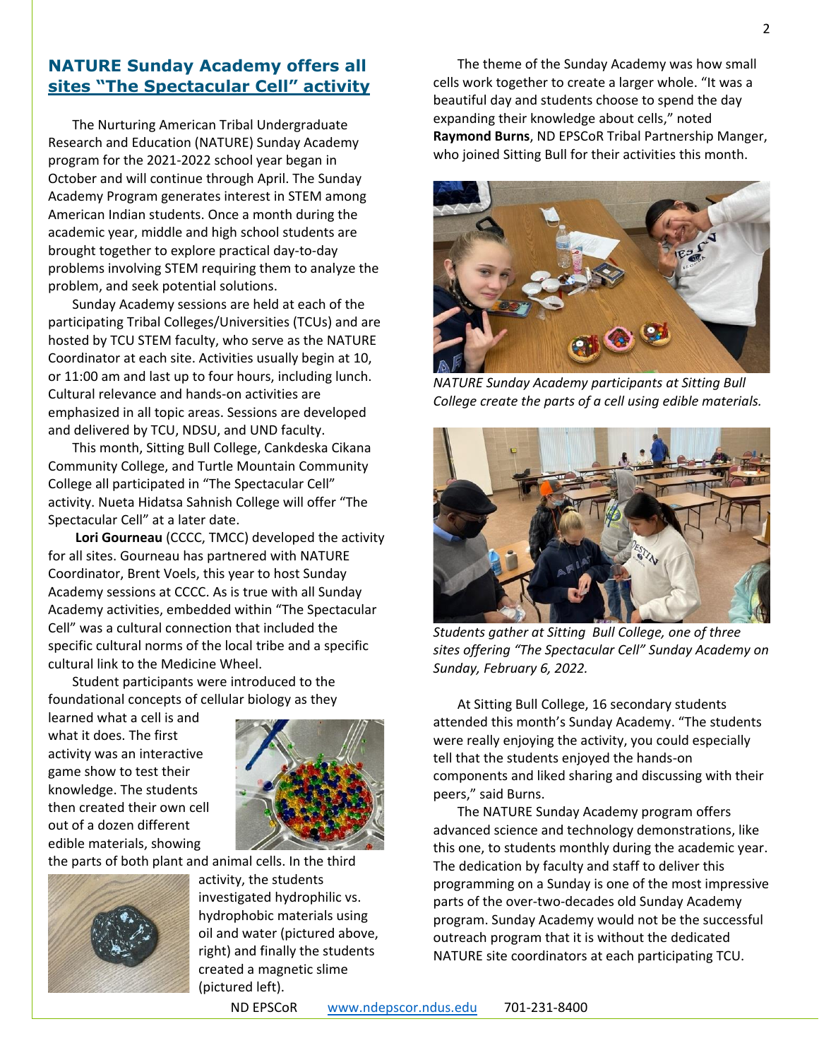## NATURE Sunday Academy offers all sites "The Spectacular Cell" activity

The Nurturing American Tribal Undergraduate Research and Education (NATURE) Sunday Academy program for the 2021-2022 school year began in October and will continue through April. The Sunday Academy Program generates interest in STEM among American Indian students. Once a month during the academic year, middle and high school students are brought together to explore practical day-to-day problems involving STEM requiring them to analyze the problem, and seek potential solutions.

Sunday Academy sessions are held at each of the participating Tribal Colleges/Universities (TCUs) and are hosted by TCU STEM faculty, who serve as the NATURE Coordinator at each site. Activities usually begin at 10, or 11:00 am and last up to four hours, including lunch. Cultural relevance and hands-on activities are emphasized in all topic areas. Sessions are developed and delivered by TCU, NDSU, and UND faculty.

This month, Sitting Bull College, Cankdeska Cikana Community College, and Turtle Mountain Community College all participated in "The Spectacular Cell" activity. Nueta Hidatsa Sahnish College will offer "The Spectacular Cell" at a later date.

**Lori Gourneau** (CCCC, TMCC) developed the activity for all sites. Gourneau has partnered with NATURE Coordinator, Brent Voels, this year to host Sunday Academy sessions at CCCC. As is true with all Sunday Academy activities, embedded within "The Spectacular Cell" was a cultural connection that included the specific cultural norms of the local tribe and a specific cultural link to the Medicine Wheel.

Student participants were introduced to the foundational concepts of cellular biology as they learned what a cell is and what it does. The first activity was an interactive game show to test their knowledge. The students then created their own cell out of a dozen different edible materials, showing the parts of both plant and animal cells. In the third activity, the students investigated hydrophilic vs. hydrophobic materials using oil and water (pictured above, right) and finally the students created a magnetic slime (pictured left).

The theme of the Sunday Academy was how small cells work together to create a larger whole. "It was a beautiful day and students choose to spend the day expanding their knowledge about cells," noted **Raymond Burns**, ND EPSCoR Tribal Partnership Manger, who joined Sitting Bull for their activities this month.

*NATURE Sunday Academy participants at Sitting Bull College create the parts of a cell using edible materials.*

*Students gather at Sitting Bull College, one of three sites offering "The Spectacular Cell" Sunday Academy on Sunday, February 6, 2022.*

At Sitting Bull College, 16 secondary students attended this month's Sunday Academy. "The students were really enjoying the activity, you could especially tell that the students enjoyed the hands-on components and liked sharing and discussing with their peers," said Burns.

The NATURE Sunday Academy program offers advanced science and technology demonstrations, like this one, to students monthly during the academic year. The dedication by faculty and staff to deliver this programming on a Sunday is one of the most impressive parts of the over-two-decades old Sunday Academy program. Sunday Academy would not be the successful outreach program that it is without the dedicated NATURE site coordinators at each participating TCU.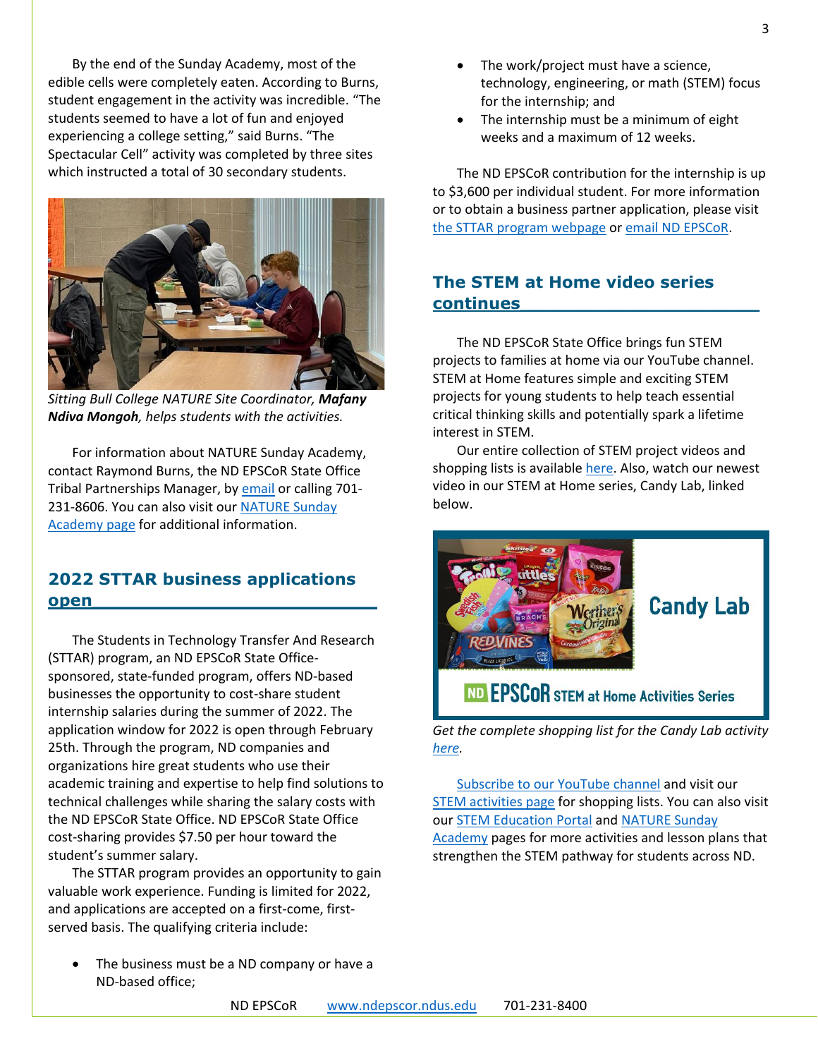By the end of the Sunday Academy, most of the edible cells were completely eaten. According to Burns, student engagement in the activity was incredible. "The students seemed to have a lot of fun and enjoyed experiencing a college setting," said Burns. "The Spectacular Cell" activity was completed by three sites which instructed a total of 30 secondary students.

*Sitting Bull College NATURE Site Coordinator, **Mafany Ndiva Mongoh**, helps students with the activities.*

For information about NATURE Sunday Academy, contact Raymond Burns, the ND EPSCoR State Office Tribal Partnerships Manager, by email or calling 701-231-8606. You can also visit our NATURE Sunday Academy page for additional information.

## 2022 STTAR business applications open

The Students in Technology Transfer And Research (STTAR) program, an ND EPSCoR State Office-sponsored, state-funded program, offers ND-based businesses the opportunity to cost-share student internship salaries during the summer of 2022. The application window for 2022 is open through February 25th. Through the program, ND companies and organizations hire great students who use their academic training and expertise to help find solutions to technical challenges while sharing the salary costs with the ND EPSCoR State Office. ND EPSCoR State Office cost-sharing provides $7.50 per hour toward the student's summer salary.

The STTAR program provides an opportunity to gain valuable work experience. Funding is limited for 2022, and applications are accepted on a first-come, first-served basis. The qualifying criteria include:

- The business must be a ND company or have a ND-based office;
- The work/project must have a science, technology, engineering, or math (STEM) focus for the internship; and
- The internship must be a minimum of eight weeks and a maximum of 12 weeks.

The ND EPSCoR contribution for the internship is up to $3,600 per individual student. For more information or to obtain a business partner application, please visit the STTAR program webpage or email ND EPSCoR.

## The STEM at Home video series continues

The ND EPSCoR State Office brings fun STEM projects to families at home via our YouTube channel. STEM at Home features simple and exciting STEM projects for young students to help teach essential critical thinking skills and potentially spark a lifetime interest in STEM.

Our entire collection of STEM project videos and shopping lists is available here. Also, watch our newest video in our STEM at Home series, Candy Lab, linked below.

*Get the complete shopping list for the Candy Lab activity here.*

Subscribe to our YouTube channel and visit our STEM activities page for shopping lists. You can also visit our STEM Education Portal and NATURE Sunday Academy pages for more activities and lesson plans that strengthen the STEM pathway for students across ND.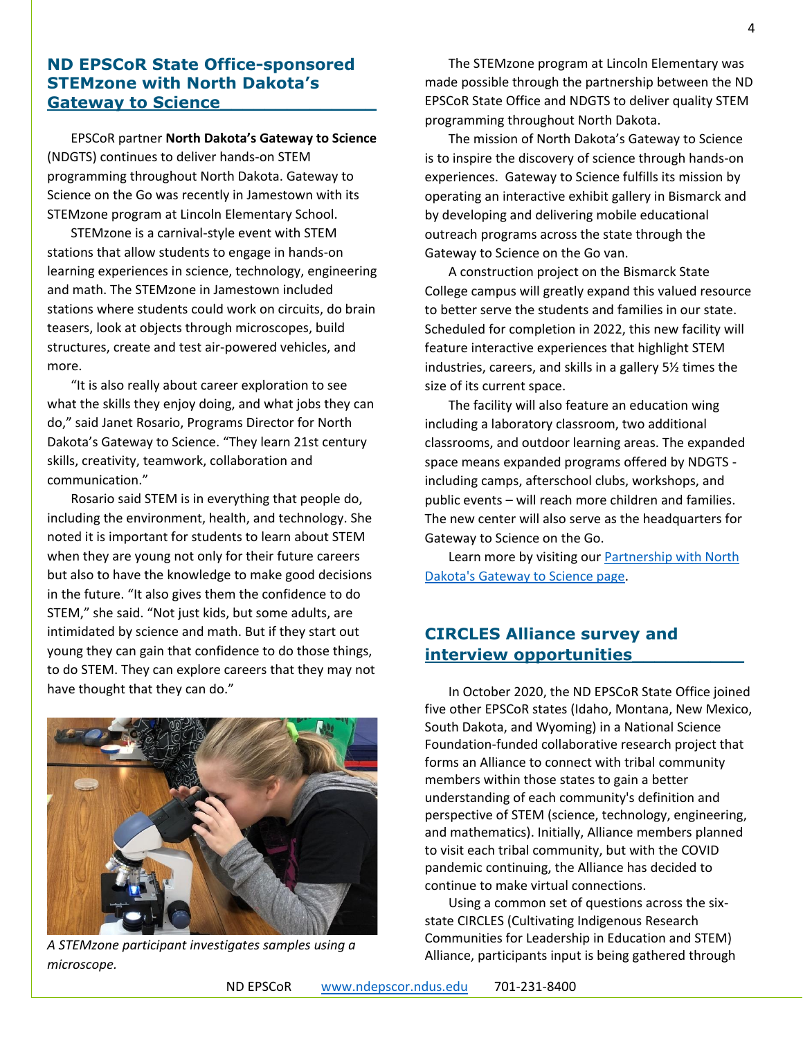## ND EPSCoR State Office-sponsored STEMzone with North Dakota's Gateway to Science

EPSCoR partner **North Dakota's Gateway to Science** (NDGTS) continues to deliver hands-on STEM programming throughout North Dakota. Gateway to Science on the Go was recently in Jamestown with its STEMzone program at Lincoln Elementary School.

STEMzone is a carnival-style event with STEM stations that allow students to engage in hands-on learning experiences in science, technology, engineering and math. The STEMzone in Jamestown included stations where students could work on circuits, do brain teasers, look at objects through microscopes, build structures, create and test air-powered vehicles, and more.

"It is also really about career exploration to see what the skills they enjoy doing, and what jobs they can do," said Janet Rosario, Programs Director for North Dakota's Gateway to Science. "They learn 21st century skills, creativity, teamwork, collaboration and communication."

Rosario said STEM is in everything that people do, including the environment, health, and technology. She noted it is important for students to learn about STEM when they are young not only for their future careers but also to have the knowledge to make good decisions in the future. "It also gives them the confidence to do STEM," she said. "Not just kids, but some adults, are intimidated by science and math. But if they start out young they can gain that confidence to do those things, to do STEM. They can explore careers that they may not have thought that they can do."

*A STEMzone participant investigates samples using a microscope.*

The STEMzone program at Lincoln Elementary was made possible through the partnership between the ND EPSCoR State Office and NDGTS to deliver quality STEM programming throughout North Dakota.

The mission of North Dakota's Gateway to Science is to inspire the discovery of science through hands-on experiences. Gateway to Science fulfills its mission by operating an interactive exhibit gallery in Bismarck and by developing and delivering mobile educational outreach programs across the state through the Gateway to Science on the Go van.

A construction project on the Bismarck State College campus will greatly expand this valued resource to better serve the students and families in our state. Scheduled for completion in 2022, this new facility will feature interactive experiences that highlight STEM industries, careers, and skills in a gallery 5½ times the size of its current space.

The facility will also feature an education wing including a laboratory classroom, two additional classrooms, and outdoor learning areas. The expanded space means expanded programs offered by NDGTS - including camps, afterschool clubs, workshops, and public events – will reach more children and families. The new center will also serve as the headquarters for Gateway to Science on the Go.

Learn more by visiting our Partnership with North Dakota's Gateway to Science page.

## CIRCLES Alliance survey and interview opportunities

In October 2020, the ND EPSCoR State Office joined five other EPSCoR states (Idaho, Montana, New Mexico, South Dakota, and Wyoming) in a National Science Foundation-funded collaborative research project that forms an Alliance to connect with tribal community members within those states to gain a better understanding of each community's definition and perspective of STEM (science, technology, engineering, and mathematics). Initially, Alliance members planned to visit each tribal community, but with the COVID pandemic continuing, the Alliance has decided to continue to make virtual connections.

Using a common set of questions across the six-state CIRCLES (Cultivating Indigenous Research Communities for Leadership in Education and STEM) Alliance, participants input is being gathered through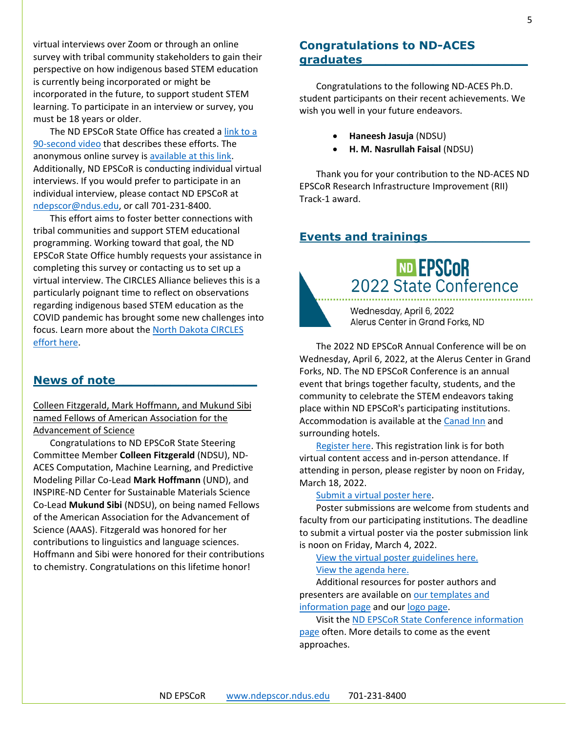virtual interviews over Zoom or through an online survey with tribal community stakeholders to gain their perspective on how indigenous based STEM education is currently being incorporated or might be incorporated in the future, to support student STEM learning. To participate in an interview or survey, you must be 18 years or older.

The ND EPSCoR State Office has created a link to a 90-second video that describes these efforts. The anonymous online survey is available at this link. Additionally, ND EPSCoR is conducting individual virtual interviews. If you would prefer to participate in an individual interview, please contact ND EPSCoR at ndepscor@ndus.edu, or call 701-231-8400.

This effort aims to foster better connections with tribal communities and support STEM educational programming. Working toward that goal, the ND EPSCoR State Office humbly requests your assistance in completing this survey or contacting us to set up a virtual interview. The CIRCLES Alliance believes this is a particularly poignant time to reflect on observations regarding indigenous based STEM education as the COVID pandemic has brought some new challenges into focus. Learn more about the North Dakota CIRCLES effort here.

## News of note

Colleen Fitzgerald, Mark Hoffmann, and Mukund Sibi named Fellows of American Association for the Advancement of Science

Congratulations to ND EPSCoR State Steering Committee Member **Colleen Fitzgerald** (NDSU), ND-ACES Computation, Machine Learning, and Predictive Modeling Pillar Co-Lead **Mark Hoffmann** (UND), and INSPIRE-ND Center for Sustainable Materials Science Co-Lead **Mukund Sibi** (NDSU), on being named Fellows of the American Association for the Advancement of Science (AAAS). Fitzgerald was honored for her contributions to linguistics and language sciences. Hoffmann and Sibi were honored for their contributions to chemistry. Congratulations on this lifetime honor!

## Congratulations to ND-ACES graduates

Congratulations to the following ND-ACES Ph.D. student participants on their recent achievements. We wish you well in your future endeavors.

- **Haneesh Jasuja** (NDSU)
- **H. M. Nasrullah Faisal** (NDSU)

Thank you for your contribution to the ND-ACES ND EPSCoR Research Infrastructure Improvement (RII) Track-1 award.

## Events and trainings

ND EPSCoR
2022 State Conference
Wednesday, April 6, 2022
Alerus Center in Grand Forks, ND

The 2022 ND EPSCoR Annual Conference will be on Wednesday, April 6, 2022, at the Alerus Center in Grand Forks, ND. The ND EPSCoR Conference is an annual event that brings together faculty, students, and the community to celebrate the STEM endeavors taking place within ND EPSCoR's participating institutions. Accommodation is available at the Canad Inn and surrounding hotels.

Register here. This registration link is for both virtual content access and in-person attendance. If attending in person, please register by noon on Friday, March 18, 2022.

Submit a virtual poster here.

Poster submissions are welcome from students and faculty from our participating institutions. The deadline to submit a virtual poster via the poster submission link is noon on Friday, March 4, 2022.

View the virtual poster guidelines here.
View the agenda here.

Additional resources for poster authors and presenters are available on our templates and information page and our logo page.

Visit the ND EPSCoR State Conference information page often. More details to come as the event approaches.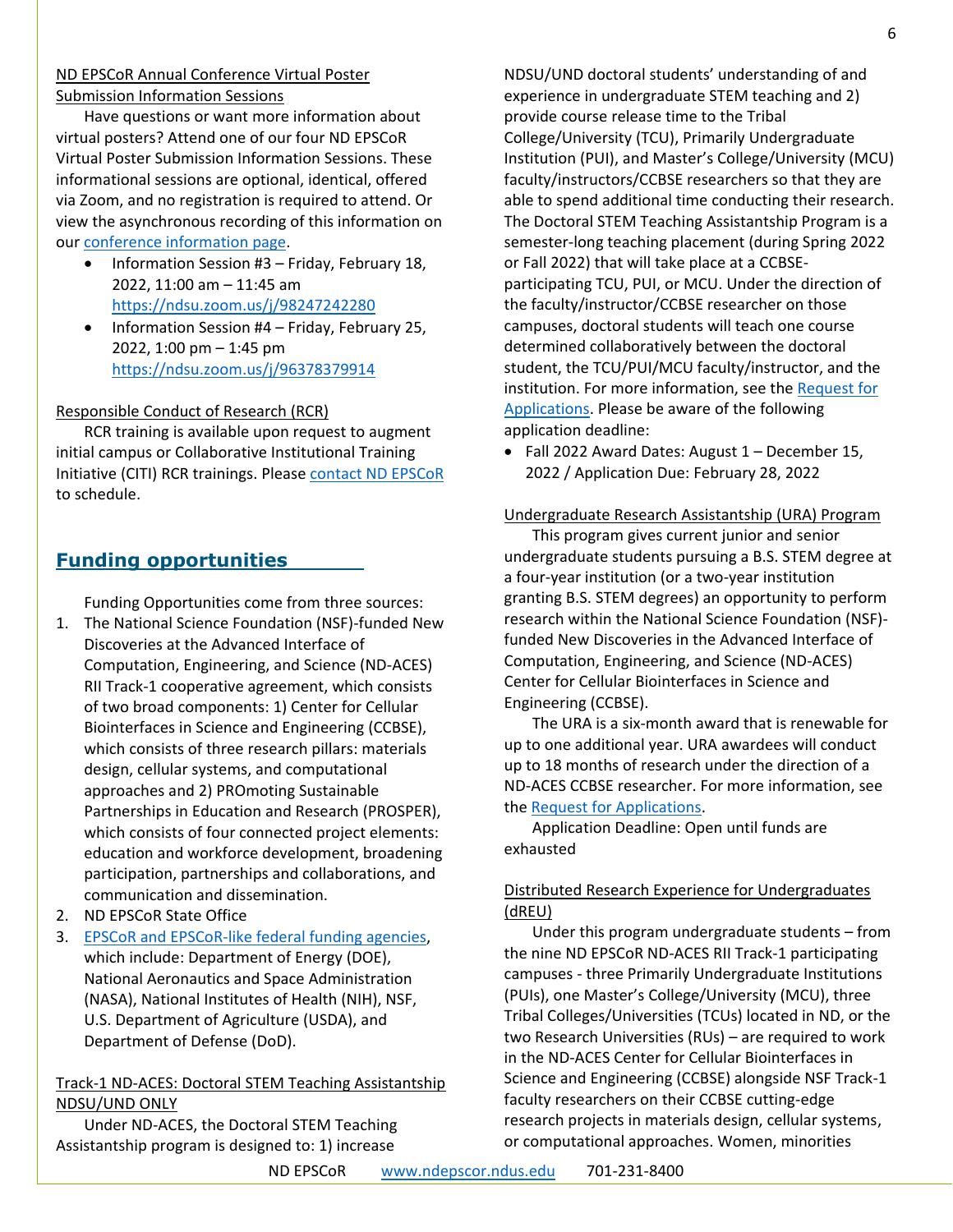ND EPSCoR Annual Conference Virtual Poster Submission Information Sessions

Have questions or want more information about virtual posters? Attend one of our four ND EPSCoR Virtual Poster Submission Information Sessions. These informational sessions are optional, identical, offered via Zoom, and no registration is required to attend. Or view the asynchronous recording of this information on our conference information page.

- Information Session #3 – Friday, February 18, 2022, 11:00 am – 11:45 am https://ndsu.zoom.us/j/98247242280
- Information Session #4 – Friday, February 25, 2022, 1:00 pm – 1:45 pm https://ndsu.zoom.us/j/96378379914

Responsible Conduct of Research (RCR)

RCR training is available upon request to augment initial campus or Collaborative Institutional Training Initiative (CITI) RCR trainings. Please contact ND EPSCoR to schedule.

## Funding opportunities

Funding Opportunities come from three sources:

1. The National Science Foundation (NSF)-funded New Discoveries at the Advanced Interface of Computation, Engineering, and Science (ND-ACES) RII Track-1 cooperative agreement, which consists of two broad components: 1) Center for Cellular Biointerfaces in Science and Engineering (CCBSE), which consists of three research pillars: materials design, cellular systems, and computational approaches and 2) PROmoting Sustainable Partnerships in Education and Research (PROSPER), which consists of four connected project elements: education and workforce development, broadening participation, partnerships and collaborations, and communication and dissemination.
2. ND EPSCoR State Office
3. EPSCoR and EPSCoR-like federal funding agencies, which include: Department of Energy (DOE), National Aeronautics and Space Administration (NASA), National Institutes of Health (NIH), NSF, U.S. Department of Agriculture (USDA), and Department of Defense (DoD).

Track-1 ND-ACES: Doctoral STEM Teaching Assistantship NDSU/UND ONLY

Under ND-ACES, the Doctoral STEM Teaching Assistantship program is designed to: 1) increase NDSU/UND doctoral students' understanding of and experience in undergraduate STEM teaching and 2) provide course release time to the Tribal College/University (TCU), Primarily Undergraduate Institution (PUI), and Master's College/University (MCU) faculty/instructors/CCBSE researchers so that they are able to spend additional time conducting their research. The Doctoral STEM Teaching Assistantship Program is a semester-long teaching placement (during Spring 2022 or Fall 2022) that will take place at a CCBSE-participating TCU, PUI, or MCU. Under the direction of the faculty/instructor/CCBSE researcher on those campuses, doctoral students will teach one course determined collaboratively between the doctoral student, the TCU/PUI/MCU faculty/instructor, and the institution. For more information, see the Request for Applications. Please be aware of the following application deadline:

- Fall 2022 Award Dates: August 1 – December 15, 2022 / Application Due: February 28, 2022

Undergraduate Research Assistantship (URA) Program

This program gives current junior and senior undergraduate students pursuing a B.S. STEM degree at a four-year institution (or a two-year institution granting B.S. STEM degrees) an opportunity to perform research within the National Science Foundation (NSF)-funded New Discoveries in the Advanced Interface of Computation, Engineering, and Science (ND-ACES) Center for Cellular Biointerfaces in Science and Engineering (CCBSE).

The URA is a six-month award that is renewable for up to one additional year. URA awardees will conduct up to 18 months of research under the direction of a ND-ACES CCBSE researcher. For more information, see the Request for Applications.

Application Deadline: Open until funds are exhausted

Distributed Research Experience for Undergraduates (dREU)

Under this program undergraduate students – from the nine ND EPSCoR ND-ACES RII Track-1 participating campuses - three Primarily Undergraduate Institutions (PUIs), one Master's College/University (MCU), three Tribal Colleges/Universities (TCUs) located in ND, or the two Research Universities (RUs) – are required to work in the ND-ACES Center for Cellular Biointerfaces in Science and Engineering (CCBSE) alongside NSF Track-1 faculty researchers on their CCBSE cutting-edge research projects in materials design, cellular systems, or computational approaches. Women, minorities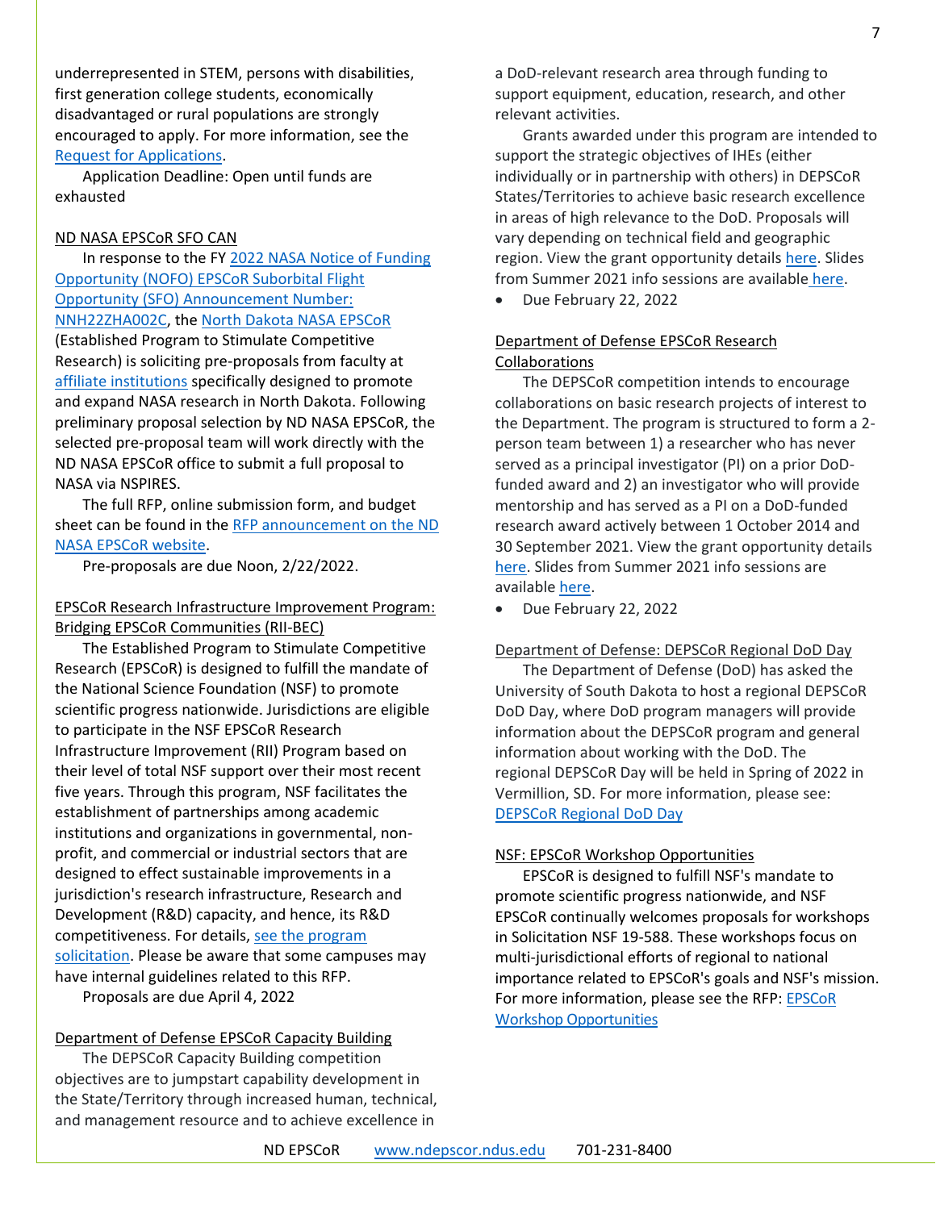underrepresented in STEM, persons with disabilities, first generation college students, economically disadvantaged or rural populations are strongly encouraged to apply. For more information, see the Request for Applications.

Application Deadline: Open until funds are exhausted

ND NASA EPSCoR SFO CAN

In response to the FY 2022 NASA Notice of Funding Opportunity (NOFO) EPSCoR Suborbital Flight Opportunity (SFO) Announcement Number: NNH22ZHA002C, the North Dakota NASA EPSCoR (Established Program to Stimulate Competitive Research) is soliciting pre-proposals from faculty at affiliate institutions specifically designed to promote and expand NASA research in North Dakota. Following preliminary proposal selection by ND NASA EPSCoR, the selected pre-proposal team will work directly with the ND NASA EPSCoR office to submit a full proposal to NASA via NSPIRES.

The full RFP, online submission form, and budget sheet can be found in the RFP announcement on the ND NASA EPSCoR website.

Pre-proposals are due Noon, 2/22/2022.

EPSCoR Research Infrastructure Improvement Program: Bridging EPSCoR Communities (RII-BEC)

The Established Program to Stimulate Competitive Research (EPSCoR) is designed to fulfill the mandate of the National Science Foundation (NSF) to promote scientific progress nationwide. Jurisdictions are eligible to participate in the NSF EPSCoR Research Infrastructure Improvement (RII) Program based on their level of total NSF support over their most recent five years. Through this program, NSF facilitates the establishment of partnerships among academic institutions and organizations in governmental, non-profit, and commercial or industrial sectors that are designed to effect sustainable improvements in a jurisdiction's research infrastructure, Research and Development (R&D) capacity, and hence, its R&D competitiveness. For details, see the program solicitation. Please be aware that some campuses may have internal guidelines related to this RFP.

Proposals are due April 4, 2022

Department of Defense EPSCoR Capacity Building

The DEPSCoR Capacity Building competition objectives are to jumpstart capability development in the State/Territory through increased human, technical, and management resource and to achieve excellence in a DoD-relevant research area through funding to support equipment, education, research, and other relevant activities.

Grants awarded under this program are intended to support the strategic objectives of IHEs (either individually or in partnership with others) in DEPSCoR States/Territories to achieve basic research excellence in areas of high relevance to the DoD. Proposals will vary depending on technical field and geographic region. View the grant opportunity details here. Slides from Summer 2021 info sessions are available here.

- Due February 22, 2022

Department of Defense EPSCoR Research Collaborations

The DEPSCoR competition intends to encourage collaborations on basic research projects of interest to the Department. The program is structured to form a 2-person team between 1) a researcher who has never served as a principal investigator (PI) on a prior DoD-funded award and 2) an investigator who will provide mentorship and has served as a PI on a DoD-funded research award actively between 1 October 2014 and 30 September 2021. View the grant opportunity details here. Slides from Summer 2021 info sessions are available here.

- Due February 22, 2022

Department of Defense: DEPSCoR Regional DoD Day

The Department of Defense (DoD) has asked the University of South Dakota to host a regional DEPSCoR DoD Day, where DoD program managers will provide information about the DEPSCoR program and general information about working with the DoD. The regional DEPSCoR Day will be held in Spring of 2022 in Vermillion, SD. For more information, please see: DEPSCoR Regional DoD Day

NSF: EPSCoR Workshop Opportunities

EPSCoR is designed to fulfill NSF's mandate to promote scientific progress nationwide, and NSF EPSCoR continually welcomes proposals for workshops in Solicitation NSF 19-588. These workshops focus on multi-jurisdictional efforts of regional to national importance related to EPSCoR's goals and NSF's mission. For more information, please see the RFP: EPSCoR Workshop Opportunities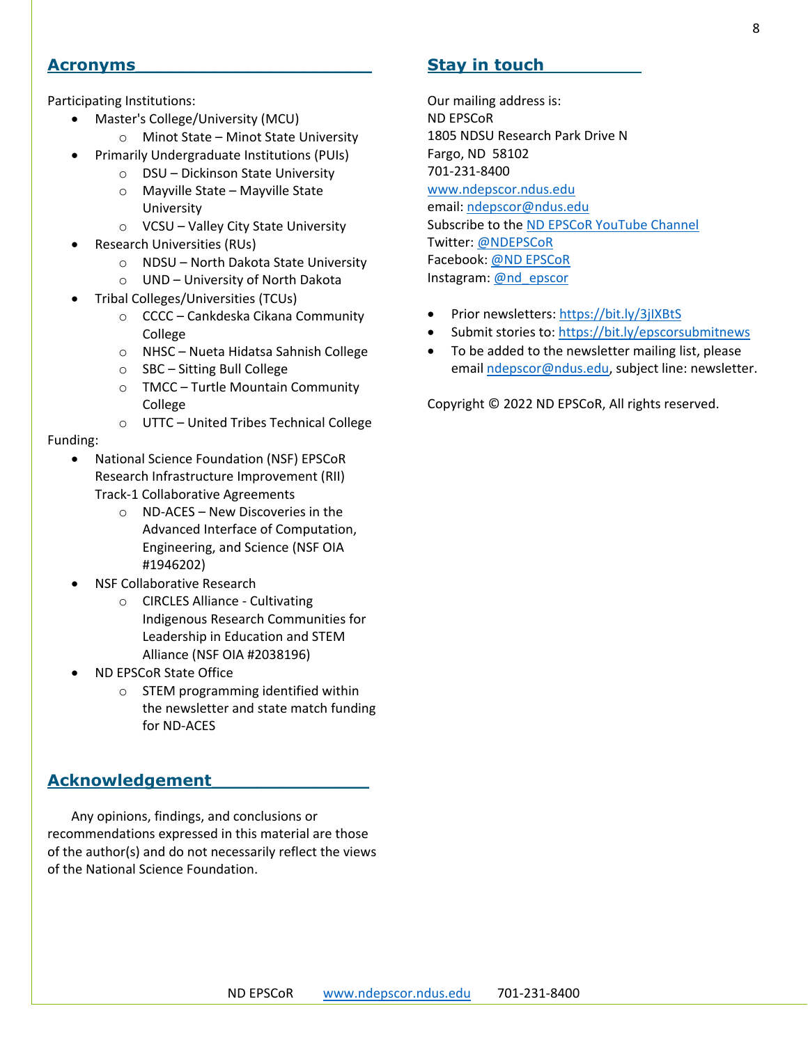## Acronyms

Participating Institutions:

- Master's College/University (MCU)
  - Minot State – Minot State University
- Primarily Undergraduate Institutions (PUIs)
  - DSU – Dickinson State University
  - Mayville State – Mayville State University
  - VCSU – Valley City State University
- Research Universities (RUs)
  - NDSU – North Dakota State University
  - UND – University of North Dakota
- Tribal Colleges/Universities (TCUs)
  - CCCC – Cankdeska Cikana Community College
  - NHSC – Nueta Hidatsa Sahnish College
  - SBC – Sitting Bull College
  - TMCC – Turtle Mountain Community College
  - UTTC – United Tribes Technical College

Funding:

- National Science Foundation (NSF) EPSCoR Research Infrastructure Improvement (RII) Track-1 Collaborative Agreements
  - ND-ACES – New Discoveries in the Advanced Interface of Computation, Engineering, and Science (NSF OIA #1946202)
- NSF Collaborative Research
  - CIRCLES Alliance - Cultivating Indigenous Research Communities for Leadership in Education and STEM Alliance (NSF OIA #2038196)
- ND EPSCoR State Office
  - STEM programming identified within the newsletter and state match funding for ND-ACES

## Acknowledgement

Any opinions, findings, and conclusions or recommendations expressed in this material are those of the author(s) and do not necessarily reflect the views of the National Science Foundation.

## Stay in touch

Our mailing address is:
ND EPSCoR
1805 NDSU Research Park Drive N
Fargo, ND 58102
701-231-8400
www.ndepscor.ndus.edu
email: ndepscor@ndus.edu
Subscribe to the ND EPSCoR YouTube Channel
Twitter: @NDEPSCoR
Facebook: @ND EPSCoR
Instagram: @nd_epscor

- Prior newsletters: https://bit.ly/3jIXBtS
- Submit stories to: https://bit.ly/epscorsubmitnews
- To be added to the newsletter mailing list, please email ndepscor@ndus.edu, subject line: newsletter.

Copyright © 2022 ND EPSCoR, All rights reserved.